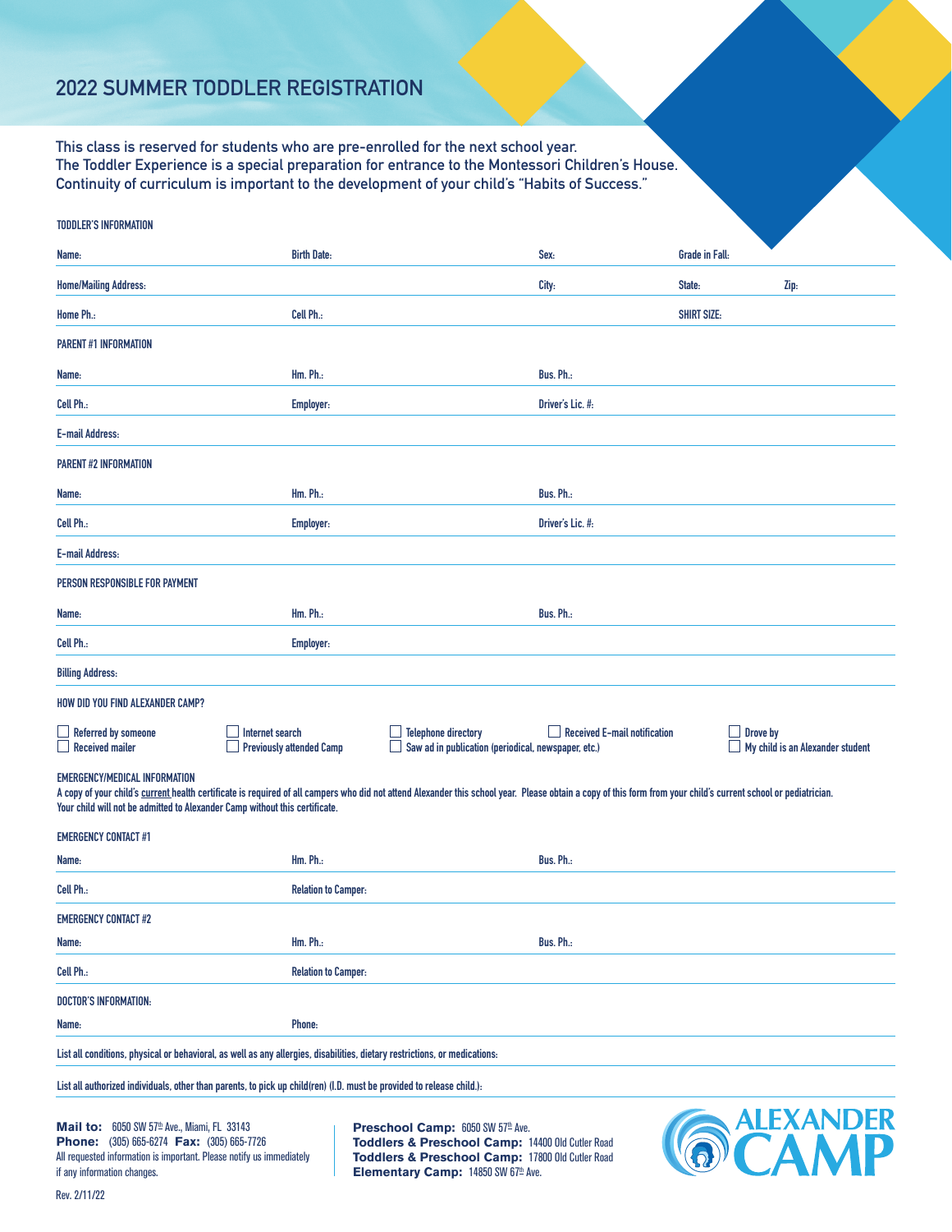# 2022 SUMMER TODDLER REGISTRATION

This class is reserved for students who are pre-enrolled for the next school year.
The Toddler Experience is a special preparation for entrance to the Montessori Children's House.
Continuity of curriculum is important to the development of your child's "Habits of Success."

**TODDLER'S INFORMATION**

| Name: | Birth Date: | Sex: | Grade in Fall: | |
|---|---|---|---|---|
| Home/Mailing Address: | | City: | State: | Zip: |
| Home Ph.: | Cell Ph.: | | SHIRT SIZE: | |

**PARENT #1 INFORMATION**

| Name: | Hm. Ph.: | Bus. Ph.: |
|---|---|---|
| Cell Ph.: | Employer: | Driver's Lic. #: |
| E-mail Address: | | |

**PARENT #2 INFORMATION**

| Name: | Hm. Ph.: | Bus. Ph.: |
|---|---|---|
| Cell Ph.: | Employer: | Driver's Lic. #: |
| E-mail Address: | | |

**PERSON RESPONSIBLE FOR PAYMENT**

| Name: | Hm. Ph.: | Bus. Ph.: |
|---|---|---|
| Cell Ph.: | Employer: | |
| Billing Address: | | |

**HOW DID YOU FIND ALEXANDER CAMP?**

- ☐ Referred by someone
- ☐ Received mailer
- ☐ Internet search
- ☐ Previously attended Camp
- ☐ Telephone directory
- ☐ Saw ad in publication (periodical, newspaper, etc.)
- ☐ Received E-mail notification
- ☐ Drove by
- ☐ My child is an Alexander student

**EMERGENCY/MEDICAL INFORMATION**

A copy of your child's current health certificate is required of all campers who did not attend Alexander this school year. Please obtain a copy of this form from your child's current school or pediatrician. Your child will not be admitted to Alexander Camp without this certificate.

**EMERGENCY CONTACT #1**

| Name: | Hm. Ph.: | Bus. Ph.: |
|---|---|---|
| Cell Ph.: | Relation to Camper: | |

**EMERGENCY CONTACT #2**

| Name: | Hm. Ph.: | Bus. Ph.: |
|---|---|---|
| Cell Ph.: | Relation to Camper: | |

**DOCTOR'S INFORMATION:**

| Name: | Phone: |
|---|---|

List all conditions, physical or behavioral, as well as any allergies, disabilities, dietary restrictions, or medications:

List all authorized individuals, other than parents, to pick up child(ren) (I.D. must be provided to release child.):

**Mail to:** 6050 SW 57th Ave., Miami, FL 33143
**Phone:** (305) 665-6274 **Fax:** (305) 665-7726
All requested information is important. Please notify us immediately if any information changes.

**Preschool Camp:** 6050 SW 57th Ave.
**Toddlers & Preschool Camp:** 14400 Old Cutler Road
**Toddlers & Preschool Camp:** 17800 Old Cutler Road
**Elementary Camp:** 14850 SW 67th Ave.

ALEXANDER CAMP

Rev. 2/11/22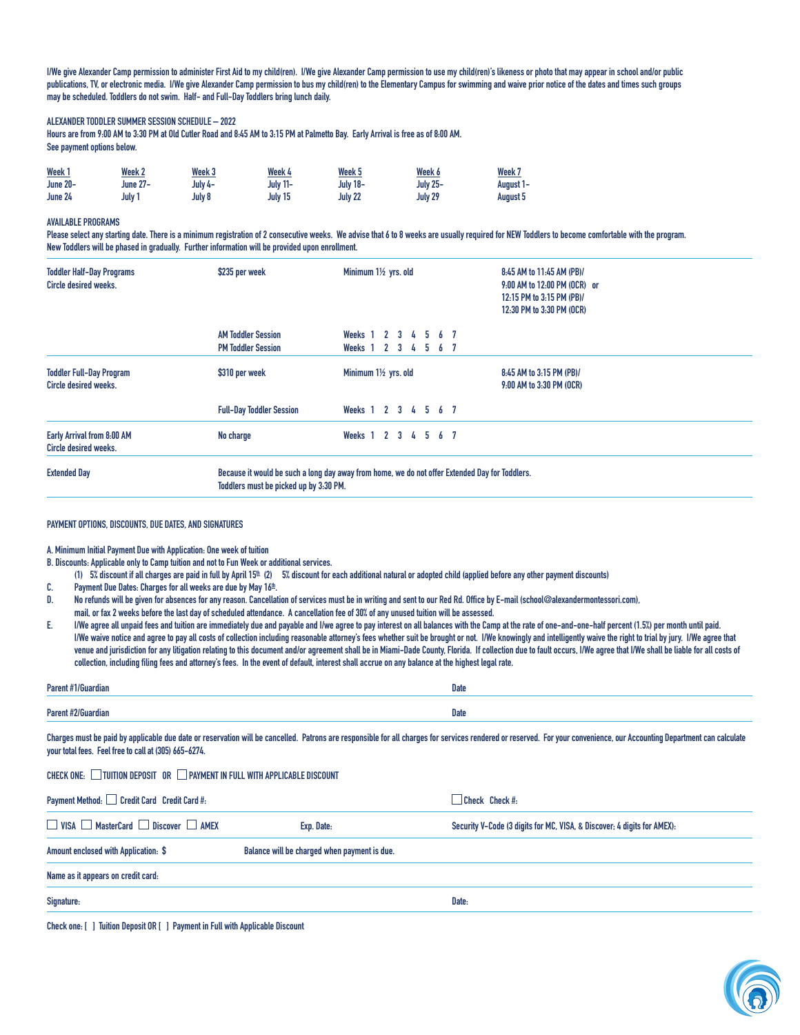I/We give Alexander Camp permission to administer First Aid to my child(ren). I/We give Alexander Camp permission to use my child(ren)'s likeness or photo that may appear in school and/or public publications, TV, or electronic media. I/We give Alexander Camp permission to bus my child(ren) to the Elementary Campus for swimming and waive prior notice of the dates and times such groups may be scheduled. Toddlers do not swim. Half- and Full-Day Toddlers bring lunch daily.

**ALEXANDER TODDLER SUMMER SESSION SCHEDULE – 2022**

Hours are from 9:00 AM to 3:30 PM at Old Cutler Road and 8:45 AM to 3:15 PM at Palmetto Bay. Early Arrival is free as of 8:00 AM.
See payment options below.

| Week 1 | Week 2 | Week 3 | Week 4 | Week 5 | Week 6 | Week 7 |
|---|---|---|---|---|---|---|
| June 20– June 24 | June 27– July 1 | July 4– July 8 | July 11– July 15 | July 18– July 22 | July 25– July 29 | August 1– August 5 |

**AVAILABLE PROGRAMS**

Please select any starting date. There is a minimum registration of 2 consecutive weeks. We advise that 6 to 8 weeks are usually required for NEW Toddlers to become comfortable with the program. New Toddlers will be phased in gradually. Further information will be provided upon enrollment.

| | | | |
|---|---|---|---|
| Toddler Half-Day Programs Circle desired weeks. | $235 per week | Minimum 1½ yrs. old | 8:45 AM to 11:45 AM (PB)/ 9:00 AM to 12:00 PM (OCR) or 12:15 PM to 3:15 PM (PB)/ 12:30 PM to 3:30 PM (OCR) |
| | AM Toddler Session | Weeks 1 2 3 4 5 6 7 | |
| | PM Toddler Session | Weeks 1 2 3 4 5 6 7 | |
| Toddler Full-Day Program Circle desired weeks. | $310 per week | Minimum 1½ yrs. old | 8:45 AM to 3:15 PM (PB)/ 9:00 AM to 3:30 PM (OCR) |
| | Full-Day Toddler Session | Weeks 1 2 3 4 5 6 7 | |
| Early Arrival from 8:00 AM Circle desired weeks. | No charge | Weeks 1 2 3 4 5 6 7 | |
| Extended Day | Because it would be such a long day away from home, we do not offer Extended Day for Toddlers. Toddlers must be picked up by 3:30 PM. | | |

**PAYMENT OPTIONS, DISCOUNTS, DUE DATES, AND SIGNATURES**

A. Minimum Initial Payment Due with Application: One week of tuition

B. Discounts: Applicable only to Camp tuition and not to Fun Week or additional services.
   (1) 5% discount if all charges are paid in full by April 15th (2) 5% discount for each additional natural or adopted child (applied before any other payment discounts)

C. Payment Due Dates: Charges for all weeks are due by May 16th.

D. No refunds will be given for absences for any reason. Cancellation of services must be in writing and sent to our Red Rd. Office by E-mail (school@alexandermontessori.com), mail, or fax 2 weeks before the last day of scheduled attendance. A cancellation fee of 30% of any unused tuition will be assessed.

E. I/We agree all unpaid fees and tuition are immediately due and payable and I/we agree to pay interest on all balances with the Camp at the rate of one-and-one-half percent (1.5%) per month until paid. I/We waive notice and agree to pay all costs of collection including reasonable attorney's fees whether suit be brought or not. I/We knowingly and intelligently waive the right to trial by jury. I/We agree that venue and jurisdiction for any litigation relating to this document and/or agreement shall be in Miami-Dade County, Florida. If collection due to fault occurs, I/We agree that I/We shall be liable for all costs of collection, including filing fees and attorney's fees. In the event of default, interest shall accrue on any balance at the highest legal rate.

Parent #1/Guardian ____________________ Date ____________________

Parent #2/Guardian ____________________ Date ____________________

Charges must be paid by applicable due date or reservation will be cancelled. Patrons are responsible for all charges for services rendered or reserved. For your convenience, our Accounting Department can calculate your total fees. Feel free to call at (305) 665-6274.

CHECK ONE: ☐ TUITION DEPOSIT OR ☐ PAYMENT IN FULL WITH APPLICABLE DISCOUNT

Payment Method: ☐ Credit Card Credit Card #: ____________________ ☐ Check Check #: ____________________

☐ VISA ☐ MasterCard ☐ Discover ☐ AMEX Exp. Date: ____________ Security V-Code (3 digits for MC, VISA, & Discover; 4 digits for AMEX): ____________

Amount enclosed with Application: $ ____________ Balance will be charged when payment is due.

Name as it appears on credit card: ____________________

Signature: ____________________ Date: ____________________

Check one: [ ] Tuition Deposit OR [ ] Payment in Full with Applicable Discount